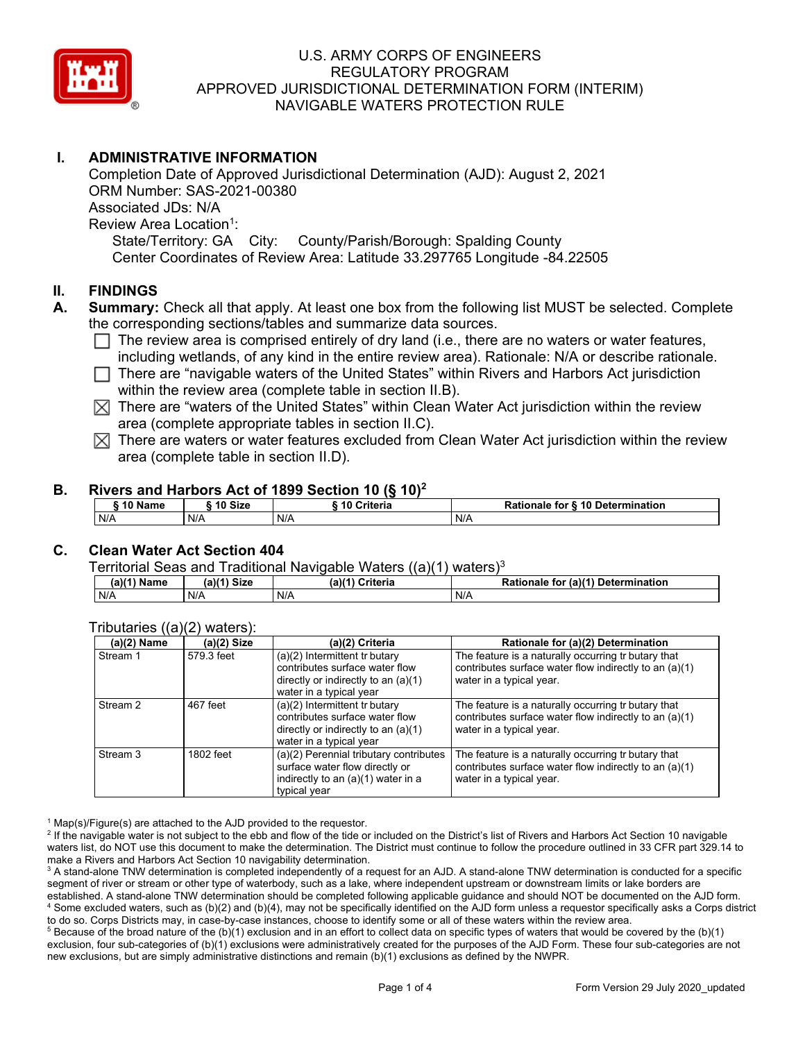# U.S. ARMY CORPS OF ENGINEERS
# REGULATORY PROGRAM
# APPROVED JURISDICTIONAL DETERMINATION FORM (INTERIM)
# NAVIGABLE WATERS PROTECTION RULE

## I. ADMINISTRATIVE INFORMATION

Completion Date of Approved Jurisdictional Determination (AJD): August 2, 2021
ORM Number: SAS-2021-00380
Associated JDs: N/A
Review Area Location[1]:
State/Territory: GA City: County/Parish/Borough: Spalding County
Center Coordinates of Review Area: Latitude 33.297765 Longitude -84.22505

## II. FINDINGS

**A. Summary:** Check all that apply. At least one box from the following list MUST be selected. Complete the corresponding sections/tables and summarize data sources.

- ☐ The review area is comprised entirely of dry land (i.e., there are no waters or water features, including wetlands, of any kind in the entire review area). Rationale: N/A or describe rationale.
- ☐ There are "navigable waters of the United States" within Rivers and Harbors Act jurisdiction within the review area (complete table in section II.B).
- ☒ There are "waters of the United States" within Clean Water Act jurisdiction within the review area (complete appropriate tables in section II.C).
- ☒ There are waters or water features excluded from Clean Water Act jurisdiction within the review area (complete table in section II.D).

### B. Rivers and Harbors Act of 1899 Section 10 (§ 10)[2]

| § 10 Name | § 10 Size | § 10 Criteria | Rationale for § 10 Determination |
|---|---|---|---|
| N/A | N/A | N/A | N/A |

### C. Clean Water Act Section 404

Territorial Seas and Traditional Navigable Waters ((a)(1) waters)[3]

| (a)(1) Name | (a)(1) Size | (a)(1) Criteria | Rationale for (a)(1) Determination |
|---|---|---|---|
| N/A | N/A | N/A | N/A |

Tributaries ((a)(2) waters):

| (a)(2) Name | (a)(2) Size | (a)(2) Criteria | Rationale for (a)(2) Determination |
|---|---|---|---|
| Stream 1 | 579.3 feet | (a)(2) Intermittent tributary contributes surface water flow directly or indirectly to an (a)(1) water in a typical year | The feature is a naturally occurring tributary that contributes surface water flow indirectly to an (a)(1) water in a typical year. |
| Stream 2 | 467 feet | (a)(2) Intermittent tributary contributes surface water flow directly or indirectly to an (a)(1) water in a typical year | The feature is a naturally occurring tributary that contributes surface water flow indirectly to an (a)(1) water in a typical year. |
| Stream 3 | 1802 feet | (a)(2) Perennial tributary contributes surface water flow directly or indirectly to an (a)(1) water in a typical year | The feature is a naturally occurring tributary that contributes surface water flow indirectly to an (a)(1) water in a typical year. |

[1] Map(s)/Figure(s) are attached to the AJD provided to the requestor.
[2] If the navigable water is not subject to the ebb and flow of the tide or included on the District's list of Rivers and Harbors Act Section 10 navigable waters list, do NOT use this document to make the determination. The District must continue to follow the procedure outlined in 33 CFR part 329.14 to make a Rivers and Harbors Act Section 10 navigability determination.
[3] A stand-alone TNW determination is completed independently of a request for an AJD. A stand-alone TNW determination is conducted for a specific segment of river or stream or other type of waterbody, such as a lake, where independent upstream or downstream limits or lake borders are established. A stand-alone TNW determination should be completed following applicable guidance and should NOT be documented on the AJD form.
[4] Some excluded waters, such as (b)(2) and (b)(4), may not be specifically identified on the AJD form unless a requestor specifically asks a Corps district to do so. Corps Districts may, in case-by-case instances, choose to identify some or all of these waters within the review area.
[5] Because of the broad nature of the (b)(1) exclusion and in an effort to collect data on specific types of waters that would be covered by the (b)(1) exclusion, four sub-categories of (b)(1) exclusions were administratively created for the purposes of the AJD Form. These four sub-categories are not new exclusions, but are simply administrative distinctions and remain (b)(1) exclusions as defined by the NWPR.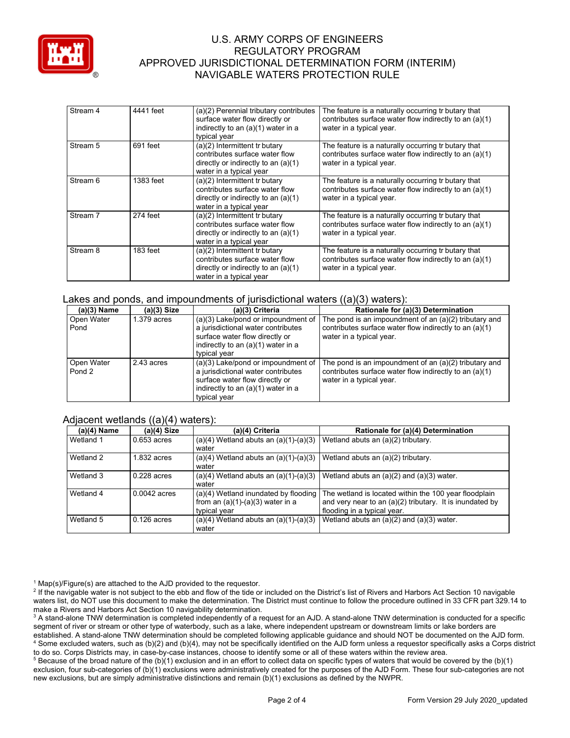| | | | |
|---|---|---|---|
| Stream 4 | 4441 feet | (a)(2) Perennial tributary contributes surface water flow directly or indirectly to an (a)(1) water in a typical year | The feature is a naturally occurring tr butary that contributes surface water flow indirectly to an (a)(1) water in a typical year. |
| Stream 5 | 691 feet | (a)(2) Intermittent tr butary contributes surface water flow directly or indirectly to an (a)(1) water in a typical year | The feature is a naturally occurring tr butary that contributes surface water flow indirectly to an (a)(1) water in a typical year. |
| Stream 6 | 1383 feet | (a)(2) Intermittent tr butary contributes surface water flow directly or indirectly to an (a)(1) water in a typical year | The feature is a naturally occurring tr butary that contributes surface water flow indirectly to an (a)(1) water in a typical year. |
| Stream 7 | 274 feet | (a)(2) Intermittent tr butary contributes surface water flow directly or indirectly to an (a)(1) water in a typical year | The feature is a naturally occurring tr butary that contributes surface water flow indirectly to an (a)(1) water in a typical year. |
| Stream 8 | 183 feet | (a)(2) Intermittent tr butary contributes surface water flow directly or indirectly to an (a)(1) water in a typical year | The feature is a naturally occurring tr butary that contributes surface water flow indirectly to an (a)(1) water in a typical year. |

Lakes and ponds, and impoundments of jurisdictional waters ((a)(3) waters):

| (a)(3) Name | (a)(3) Size | (a)(3) Criteria | Rationale for (a)(3) Determination |
|---|---|---|---|
| Open Water Pond | 1.379 acres | (a)(3) Lake/pond or impoundment of a jurisdictional water contributes surface water flow directly or indirectly to an (a)(1) water in a typical year | The pond is an impoundment of an (a)(2) tributary and contributes surface water flow indirectly to an (a)(1) water in a typical year. |
| Open Water Pond 2 | 2.43 acres | (a)(3) Lake/pond or impoundment of a jurisdictional water contributes surface water flow directly or indirectly to an (a)(1) water in a typical year | The pond is an impoundment of an (a)(2) tributary and contributes surface water flow indirectly to an (a)(1) water in a typical year. |

Adjacent wetlands ((a)(4) waters):

| (a)(4) Name | (a)(4) Size | (a)(4) Criteria | Rationale for (a)(4) Determination |
|---|---|---|---|
| Wetland 1 | 0.653 acres | (a)(4) Wetland abuts an (a)(1)-(a)(3) water | Wetland abuts an (a)(2) tributary. |
| Wetland 2 | 1.832 acres | (a)(4) Wetland abuts an (a)(1)-(a)(3) water | Wetland abuts an (a)(2) tributary. |
| Wetland 3 | 0.228 acres | (a)(4) Wetland abuts an (a)(1)-(a)(3) water | Wetland abuts an (a)(2) and (a)(3) water. |
| Wetland 4 | 0.0042 acres | (a)(4) Wetland inundated by flooding from an (a)(1)-(a)(3) water in a typical year | The wetland is located within the 100 year floodplain and very near to an (a)(2) tributary. It is inundated by flooding in a typical year. |
| Wetland 5 | 0.126 acres | (a)(4) Wetland abuts an (a)(1)-(a)(3) water | Wetland abuts an (a)(2) and (a)(3) water. |

[1] Map(s)/Figure(s) are attached to the AJD provided to the requestor.

[2] If the navigable water is not subject to the ebb and flow of the tide or included on the District's list of Rivers and Harbors Act Section 10 navigable waters list, do NOT use this document to make the determination. The District must continue to follow the procedure outlined in 33 CFR part 329.14 to make a Rivers and Harbors Act Section 10 navigability determination.

[3] A stand-alone TNW determination is completed independently of a request for an AJD. A stand-alone TNW determination is conducted for a specific segment of river or stream or other type of waterbody, such as a lake, where independent upstream or downstream limits or lake borders are established. A stand-alone TNW determination should be completed following applicable guidance and should NOT be documented on the AJD form.

[4] Some excluded waters, such as (b)(2) and (b)(4), may not be specifically identified on the AJD form unless a requestor specifically asks a Corps district to do so. Corps Districts may, in case-by-case instances, choose to identify some or all of these waters within the review area.

[5] Because of the broad nature of the (b)(1) exclusion and in an effort to collect data on specific types of waters that would be covered by the (b)(1) exclusion, four sub-categories of (b)(1) exclusions were administratively created for the purposes of the AJD Form. These four sub-categories are not new exclusions, but are simply administrative distinctions and remain (b)(1) exclusions as defined by the NWPR.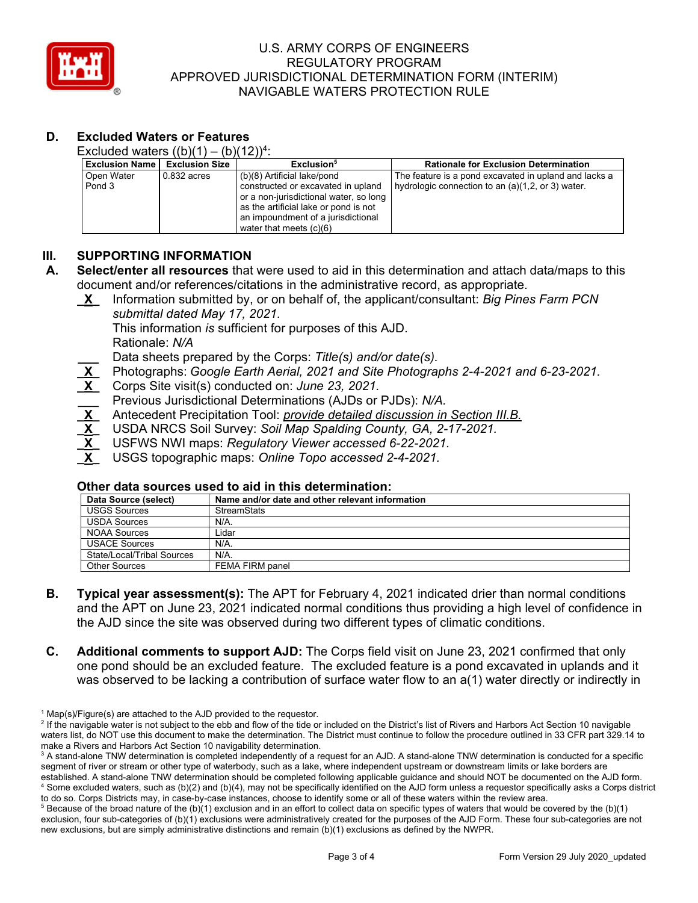## D. Excluded Waters or Features

Excluded waters ((b)(1) – (b)(12))[4]:

| Exclusion Name | Exclusion Size | Exclusion[5] | Rationale for Exclusion Determination |
|---|---|---|---|
| Open Water Pond 3 | 0.832 acres | (b)(8) Artificial lake/pond constructed or excavated in upland or a non-jurisdictional water, so long as the artificial lake or pond is not an impoundment of a jurisdictional water that meets (c)(6) | The feature is a pond excavated in upland and lacks a hydrologic connection to an (a)(1,2, or 3) water. |

## III. SUPPORTING INFORMATION

**A. Select/enter all resources** that were used to aid in this determination and attach data/maps to this document and/or references/citations in the administrative record, as appropriate.

- **X** Information submitted by, or on behalf of, the applicant/consultant: *Big Pines Farm PCN submittal dated May 17, 2021.*
  This information *is* sufficient for purposes of this AJD.
  Rationale: *N/A*
- ___ Data sheets prepared by the Corps: *Title(s) and/or date(s).*
- **X** Photographs: *Google Earth Aerial, 2021 and Site Photographs 2-4-2021 and 6-23-2021.*
- **X** Corps Site visit(s) conducted on: *June 23, 2021.*
- ___ Previous Jurisdictional Determinations (AJDs or PJDs): *N/A.*
- **X** Antecedent Precipitation Tool: *provide detailed discussion in Section III.B.*
- **X** USDA NRCS Soil Survey: *Soil Map Spalding County, GA, 2-17-2021.*
- **X** USFWS NWI maps: *Regulatory Viewer accessed 6-22-2021.*
- **X** USGS topographic maps: *Online Topo accessed 2-4-2021.*

### Other data sources used to aid in this determination:

| Data Source (select) | Name and/or date and other relevant information |
|---|---|
| USGS Sources | StreamStats |
| USDA Sources | N/A. |
| NOAA Sources | Lidar |
| USACE Sources | N/A. |
| State/Local/Tribal Sources | N/A. |
| Other Sources | FEMA FIRM panel |

**B. Typical year assessment(s):** The APT for February 4, 2021 indicated drier than normal conditions and the APT on June 23, 2021 indicated normal conditions thus providing a high level of confidence in the AJD since the site was observed during two different types of climatic conditions.

**C. Additional comments to support AJD:** The Corps field visit on June 23, 2021 confirmed that only one pond should be an excluded feature. The excluded feature is a pond excavated in uplands and it was observed to be lacking a contribution of surface water flow to an a(1) water directly or indirectly in

---

[1] Map(s)/Figure(s) are attached to the AJD provided to the requestor.

[2] If the navigable water is not subject to the ebb and flow of the tide or included on the District's list of Rivers and Harbors Act Section 10 navigable waters list, do NOT use this document to make the determination. The District must continue to follow the procedure outlined in 33 CFR part 329.14 to make a Rivers and Harbors Act Section 10 navigability determination.

[3] A stand-alone TNW determination is completed independently of a request for an AJD. A stand-alone TNW determination is conducted for a specific segment of river or stream or other type of waterbody, such as a lake, where independent upstream or downstream limits or lake borders are established. A stand-alone TNW determination should be completed following applicable guidance and should NOT be documented on the AJD form.

[4] Some excluded waters, such as (b)(2) and (b)(4), may not be specifically identified on the AJD form unless a requestor specifically asks a Corps district to do so. Corps Districts may, in case-by-case instances, choose to identify some or all of these waters within the review area.

[5] Because of the broad nature of the (b)(1) exclusion and in an effort to collect data on specific types of waters that would be covered by the (b)(1) exclusion, four sub-categories of (b)(1) exclusions were administratively created for the purposes of the AJD Form. These four sub-categories are not new exclusions, but are simply administrative distinctions and remain (b)(1) exclusions as defined by the NWPR.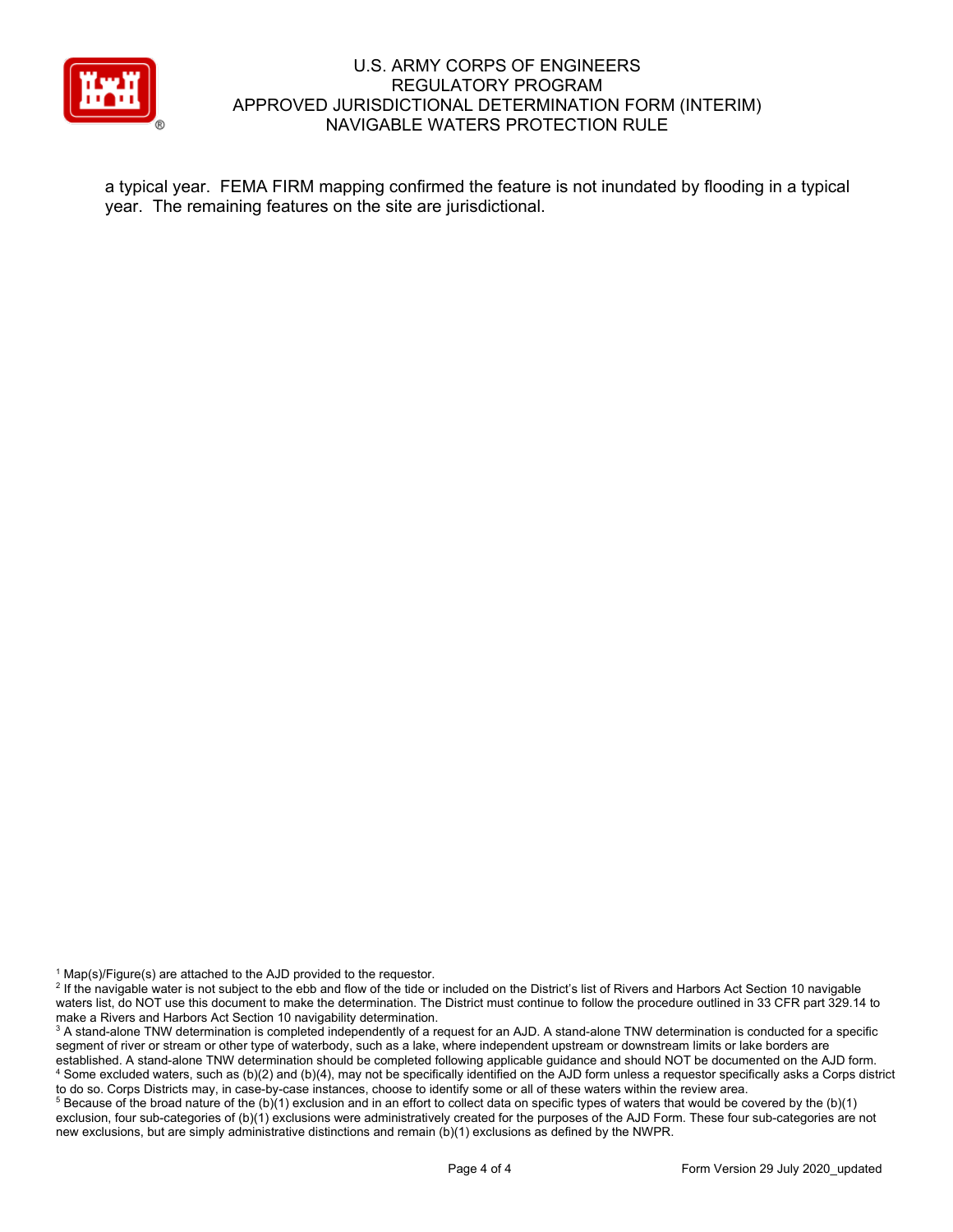a typical year. FEMA FIRM mapping confirmed the feature is not inundated by flooding in a typical year. The remaining features on the site are jurisdictional.

[1] Map(s)/Figure(s) are attached to the AJD provided to the requestor.
[2] If the navigable water is not subject to the ebb and flow of the tide or included on the District's list of Rivers and Harbors Act Section 10 navigable waters list, do NOT use this document to make the determination. The District must continue to follow the procedure outlined in 33 CFR part 329.14 to make a Rivers and Harbors Act Section 10 navigability determination.
[3] A stand-alone TNW determination is completed independently of a request for an AJD. A stand-alone TNW determination is conducted for a specific segment of river or stream or other type of waterbody, such as a lake, where independent upstream or downstream limits or lake borders are established. A stand-alone TNW determination should be completed following applicable guidance and should NOT be documented on the AJD form.
[4] Some excluded waters, such as (b)(2) and (b)(4), may not be specifically identified on the AJD form unless a requestor specifically asks a Corps district to do so. Corps Districts may, in case-by-case instances, choose to identify some or all of these waters within the review area.
[5] Because of the broad nature of the (b)(1) exclusion and in an effort to collect data on specific types of waters that would be covered by the (b)(1) exclusion, four sub-categories of (b)(1) exclusions were administratively created for the purposes of the AJD Form. These four sub-categories are not new exclusions, but are simply administrative distinctions and remain (b)(1) exclusions as defined by the NWPR.